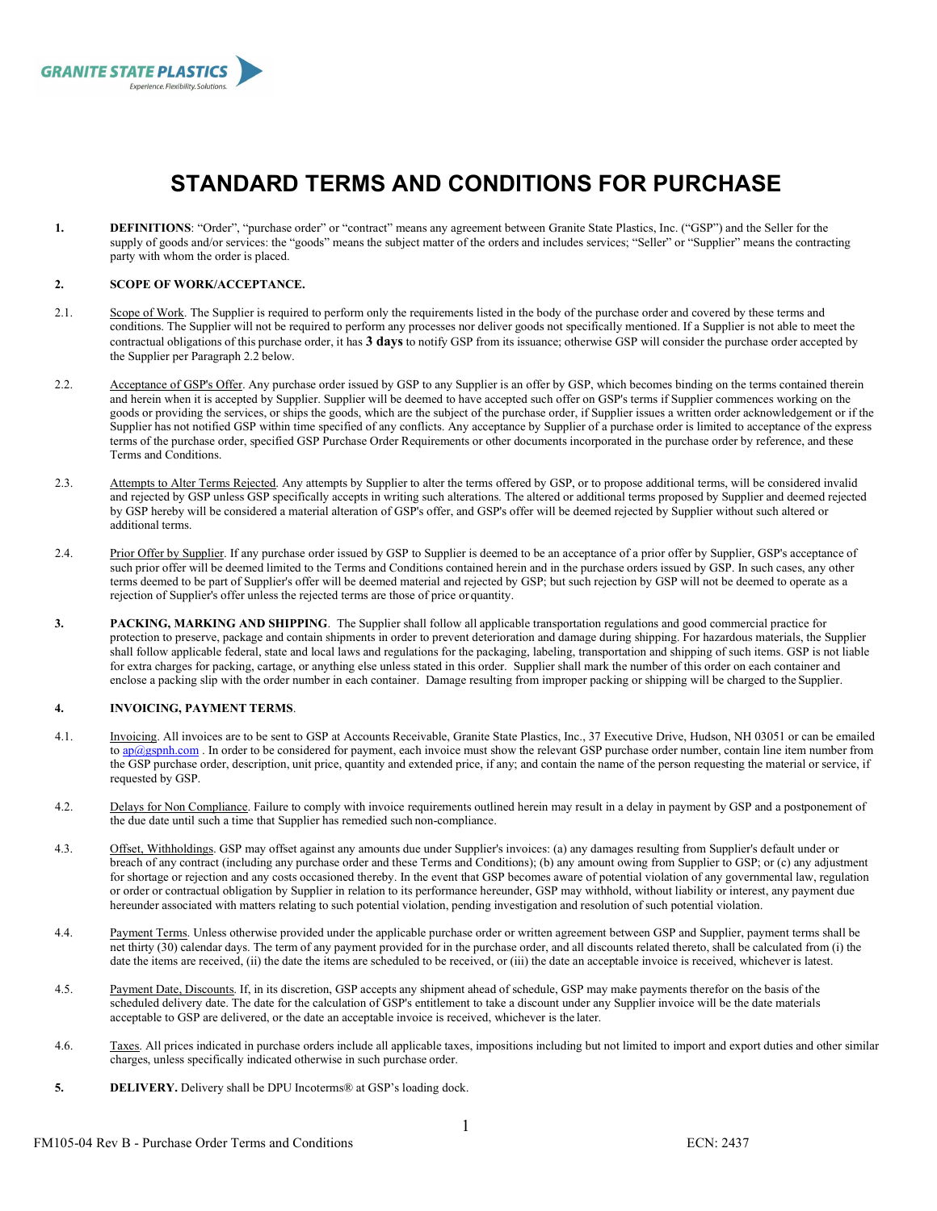GRANITE STATE PLASTICS
Experience. Flexibility. Solutions.

# STANDARD TERMS AND CONDITIONS FOR PURCHASE

**1. DEFINITIONS**: "Order", "purchase order" or "contract" means any agreement between Granite State Plastics, Inc. ("GSP") and the Seller for the supply of goods and/or services: the "goods" means the subject matter of the orders and includes services; "Seller" or "Supplier" means the contracting party with whom the order is placed.

**2. SCOPE OF WORK/ACCEPTANCE.**

2.1. Scope of Work. The Supplier is required to perform only the requirements listed in the body of the purchase order and covered by these terms and conditions. The Supplier will not be required to perform any processes nor deliver goods not specifically mentioned. If a Supplier is not able to meet the contractual obligations of this purchase order, it has **3 days** to notify GSP from its issuance; otherwise GSP will consider the purchase order accepted by the Supplier per Paragraph 2.2 below.

2.2. Acceptance of GSP's Offer. Any purchase order issued by GSP to any Supplier is an offer by GSP, which becomes binding on the terms contained therein and herein when it is accepted by Supplier. Supplier will be deemed to have accepted such offer on GSP's terms if Supplier commences working on the goods or providing the services, or ships the goods, which are the subject of the purchase order, if Supplier issues a written order acknowledgement or if the Supplier has not notified GSP within time specified of any conflicts. Any acceptance by Supplier of a purchase order is limited to acceptance of the express terms of the purchase order, specified GSP Purchase Order Requirements or other documents incorporated in the purchase order by reference, and these Terms and Conditions.

2.3. Attempts to Alter Terms Rejected. Any attempts by Supplier to alter the terms offered by GSP, or to propose additional terms, will be considered invalid and rejected by GSP unless GSP specifically accepts in writing such alterations. The altered or additional terms proposed by Supplier and deemed rejected by GSP hereby will be considered a material alteration of GSP's offer, and GSP's offer will be deemed rejected by Supplier without such altered or additional terms.

2.4. Prior Offer by Supplier. If any purchase order issued by GSP to Supplier is deemed to be an acceptance of a prior offer by Supplier, GSP's acceptance of such prior offer will be deemed limited to the Terms and Conditions contained herein and in the purchase orders issued by GSP. In such cases, any other terms deemed to be part of Supplier's offer will be deemed material and rejected by GSP; but such rejection by GSP will not be deemed to operate as a rejection of Supplier's offer unless the rejected terms are those of price or quantity.

**3. PACKING, MARKING AND SHIPPING**. The Supplier shall follow all applicable transportation regulations and good commercial practice for protection to preserve, package and contain shipments in order to prevent deterioration and damage during shipping. For hazardous materials, the Supplier shall follow applicable federal, state and local laws and regulations for the packaging, labeling, transportation and shipping of such items. GSP is not liable for extra charges for packing, cartage, or anything else unless stated in this order. Supplier shall mark the number of this order on each container and enclose a packing slip with the order number in each container. Damage resulting from improper packing or shipping will be charged to the Supplier.

**4. INVOICING, PAYMENT TERMS**.

4.1. Invoicing. All invoices are to be sent to GSP at Accounts Receivable, Granite State Plastics, Inc., 37 Executive Drive, Hudson, NH 03051 or can be emailed to ap@gspnh.com . In order to be considered for payment, each invoice must show the relevant GSP purchase order number, contain line item number from the GSP purchase order, description, unit price, quantity and extended price, if any; and contain the name of the person requesting the material or service, if requested by GSP.

4.2. Delays for Non Compliance. Failure to comply with invoice requirements outlined herein may result in a delay in payment by GSP and a postponement of the due date until such a time that Supplier has remedied such non-compliance.

4.3. Offset, Withholdings. GSP may offset against any amounts due under Supplier's invoices: (a) any damages resulting from Supplier's default under or breach of any contract (including any purchase order and these Terms and Conditions); (b) any amount owing from Supplier to GSP; or (c) any adjustment for shortage or rejection and any costs occasioned thereby. In the event that GSP becomes aware of potential violation of any governmental law, regulation or order or contractual obligation by Supplier in relation to its performance hereunder, GSP may withhold, without liability or interest, any payment due hereunder associated with matters relating to such potential violation, pending investigation and resolution of such potential violation.

4.4. Payment Terms. Unless otherwise provided under the applicable purchase order or written agreement between GSP and Supplier, payment terms shall be net thirty (30) calendar days. The term of any payment provided for in the purchase order, and all discounts related thereto, shall be calculated from (i) the date the items are received, (ii) the date the items are scheduled to be received, or (iii) the date an acceptable invoice is received, whichever is latest.

4.5. Payment Date, Discounts. If, in its discretion, GSP accepts any shipment ahead of schedule, GSP may make payments therefor on the basis of the scheduled delivery date. The date for the calculation of GSP's entitlement to take a discount under any Supplier invoice will be the date materials acceptable to GSP are delivered, or the date an acceptable invoice is received, whichever is the later.

4.6. Taxes. All prices indicated in purchase orders include all applicable taxes, impositions including but not limited to import and export duties and other similar charges, unless specifically indicated otherwise in such purchase order.

**5. DELIVERY.** Delivery shall be DPU Incoterms® at GSP's loading dock.

FM105-04 Rev B - Purchase Order Terms and Conditions ECN: 2437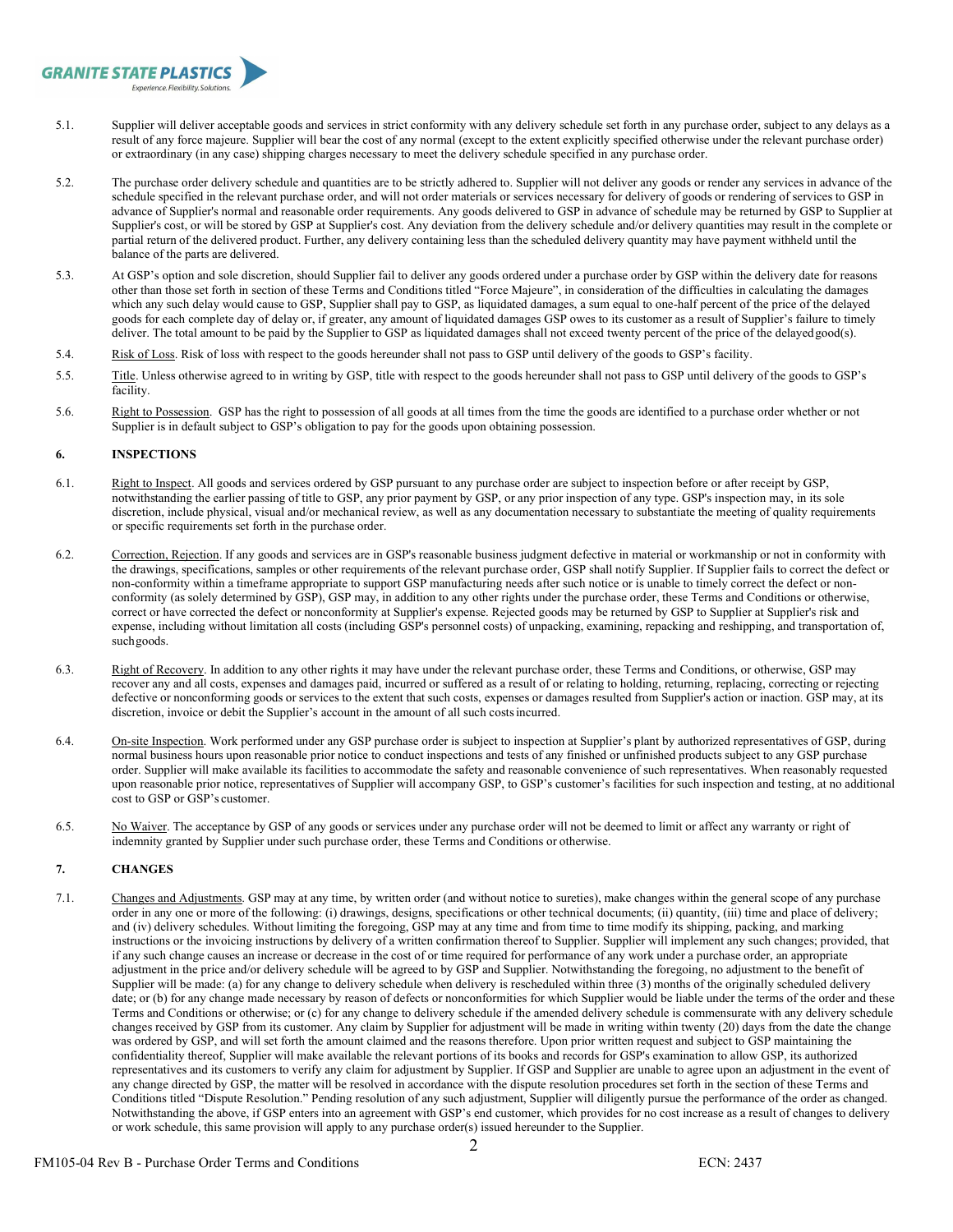5.1. Supplier will deliver acceptable goods and services in strict conformity with any delivery schedule set forth in any purchase order, subject to any delays as a result of any force majeure. Supplier will bear the cost of any normal (except to the extent explicitly specified otherwise under the relevant purchase order) or extraordinary (in any case) shipping charges necessary to meet the delivery schedule specified in any purchase order.

5.2. The purchase order delivery schedule and quantities are to be strictly adhered to. Supplier will not deliver any goods or render any services in advance of the schedule specified in the relevant purchase order, and will not order materials or services necessary for delivery of goods or rendering of services to GSP in advance of Supplier's normal and reasonable order requirements. Any goods delivered to GSP in advance of schedule may be returned by GSP to Supplier at Supplier's cost, or will be stored by GSP at Supplier's cost. Any deviation from the delivery schedule and/or delivery quantities may result in the complete or partial return of the delivered product. Further, any delivery containing less than the scheduled delivery quantity may have payment withheld until the balance of the parts are delivered.

5.3. At GSP's option and sole discretion, should Supplier fail to deliver any goods ordered under a purchase order by GSP within the delivery date for reasons other than those set forth in section of these Terms and Conditions titled "Force Majeure", in consideration of the difficulties in calculating the damages which any such delay would cause to GSP, Supplier shall pay to GSP, as liquidated damages, a sum equal to one-half percent of the price of the delayed goods for each complete day of delay or, if greater, any amount of liquidated damages GSP owes to its customer as a result of Supplier's failure to timely deliver. The total amount to be paid by the Supplier to GSP as liquidated damages shall not exceed twenty percent of the price of the delayed good(s).

5.4. Risk of Loss. Risk of loss with respect to the goods hereunder shall not pass to GSP until delivery of the goods to GSP's facility.

5.5. Title. Unless otherwise agreed to in writing by GSP, title with respect to the goods hereunder shall not pass to GSP until delivery of the goods to GSP's facility.

5.6. Right to Possession. GSP has the right to possession of all goods at all times from the time the goods are identified to a purchase order whether or not Supplier is in default subject to GSP's obligation to pay for the goods upon obtaining possession.

## 6. INSPECTIONS

6.1. Right to Inspect. All goods and services ordered by GSP pursuant to any purchase order are subject to inspection before or after receipt by GSP, notwithstanding the earlier passing of title to GSP, any prior payment by GSP, or any prior inspection of any type. GSP's inspection may, in its sole discretion, include physical, visual and/or mechanical review, as well as any documentation necessary to substantiate the meeting of quality requirements or specific requirements set forth in the purchase order.

6.2. Correction, Rejection. If any goods and services are in GSP's reasonable business judgment defective in material or workmanship or not in conformity with the drawings, specifications, samples or other requirements of the relevant purchase order, GSP shall notify Supplier. If Supplier fails to correct the defect or non-conformity within a timeframe appropriate to support GSP manufacturing needs after such notice or is unable to timely correct the defect or non-conformity (as solely determined by GSP), GSP may, in addition to any other rights under the purchase order, these Terms and Conditions or otherwise, correct or have corrected the defect or nonconformity at Supplier's expense. Rejected goods may be returned by GSP to Supplier at Supplier's risk and expense, including without limitation all costs (including GSP's personnel costs) of unpacking, examining, repacking and reshipping, and transportation of, such goods.

6.3. Right of Recovery. In addition to any other rights it may have under the relevant purchase order, these Terms and Conditions, or otherwise, GSP may recover any and all costs, expenses and damages paid, incurred or suffered as a result of or relating to holding, returning, replacing, correcting or rejecting defective or nonconforming goods or services to the extent that such costs, expenses or damages resulted from Supplier's action or inaction. GSP may, at its discretion, invoice or debit the Supplier's account in the amount of all such costs incurred.

6.4. On-site Inspection. Work performed under any GSP purchase order is subject to inspection at Supplier's plant by authorized representatives of GSP, during normal business hours upon reasonable prior notice to conduct inspections and tests of any finished or unfinished products subject to any GSP purchase order. Supplier will make available its facilities to accommodate the safety and reasonable convenience of such representatives. When reasonably requested upon reasonable prior notice, representatives of Supplier will accompany GSP, to GSP's customer's facilities for such inspection and testing, at no additional cost to GSP or GSP's customer.

6.5. No Waiver. The acceptance by GSP of any goods or services under any purchase order will not be deemed to limit or affect any warranty or right of indemnity granted by Supplier under such purchase order, these Terms and Conditions or otherwise.

## 7. CHANGES

7.1. Changes and Adjustments. GSP may at any time, by written order (and without notice to sureties), make changes within the general scope of any purchase order in any one or more of the following: (i) drawings, designs, specifications or other technical documents; (ii) quantity, (iii) time and place of delivery; and (iv) delivery schedules. Without limiting the foregoing, GSP may at any time and from time to time modify its shipping, packing, and marking instructions or the invoicing instructions by delivery of a written confirmation thereof to Supplier. Supplier will implement any such changes; provided, that if any such change causes an increase or decrease in the cost of or time required for performance of any work under a purchase order, an appropriate adjustment in the price and/or delivery schedule will be agreed to by GSP and Supplier. Notwithstanding the foregoing, no adjustment to the benefit of Supplier will be made: (a) for any change to delivery schedule when delivery is rescheduled within three (3) months of the originally scheduled delivery date; or (b) for any change made necessary by reason of defects or nonconformities for which Supplier would be liable under the terms of the order and these Terms and Conditions or otherwise; or (c) for any change to delivery schedule if the amended delivery schedule is commensurate with any delivery schedule changes received by GSP from its customer. Any claim by Supplier for adjustment will be made in writing within twenty (20) days from the date the change was ordered by GSP, and will set forth the amount claimed and the reasons therefore. Upon prior written request and subject to GSP maintaining the confidentiality thereof, Supplier will make available the relevant portions of its books and records for GSP's examination to allow GSP, its authorized representatives and its customers to verify any claim for adjustment by Supplier. If GSP and Supplier are unable to agree upon an adjustment in the event of any change directed by GSP, the matter will be resolved in accordance with the dispute resolution procedures set forth in the section of these Terms and Conditions titled "Dispute Resolution." Pending resolution of any such adjustment, Supplier will diligently pursue the performance of the order as changed. Notwithstanding the above, if GSP enters into an agreement with GSP's end customer, which provides for no cost increase as a result of changes to delivery or work schedule, this same provision will apply to any purchase order(s) issued hereunder to the Supplier.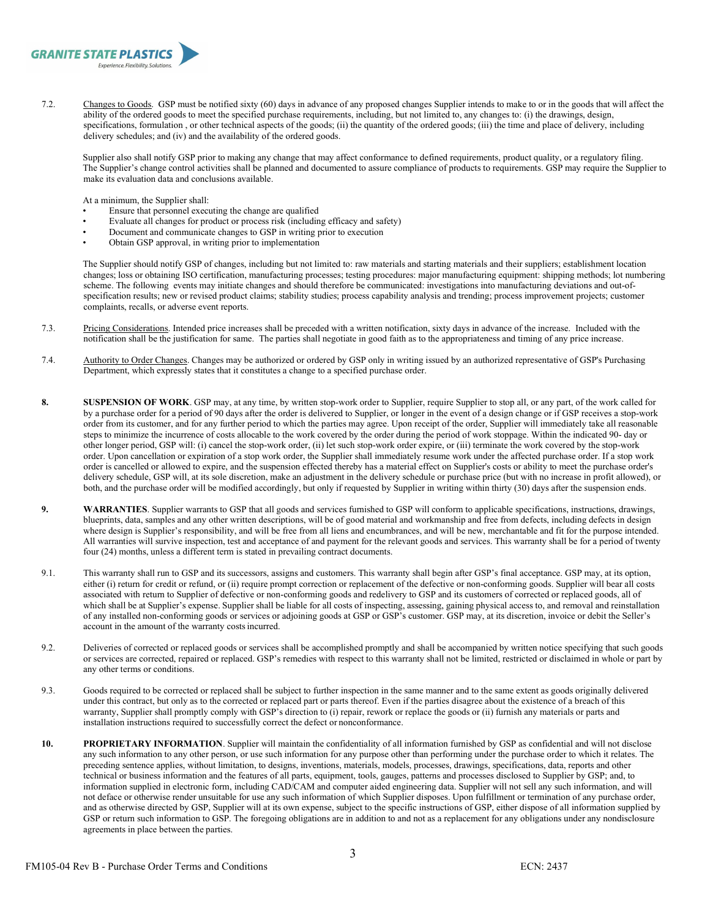7.2. Changes to Goods. GSP must be notified sixty (60) days in advance of any proposed changes Supplier intends to make to or in the goods that will affect the ability of the ordered goods to meet the specified purchase requirements, including, but not limited to, any changes to: (i) the drawings, design, specifications, formulation , or other technical aspects of the goods; (ii) the quantity of the ordered goods; (iii) the time and place of delivery, including delivery schedules; and (iv) and the availability of the ordered goods.

Supplier also shall notify GSP prior to making any change that may affect conformance to defined requirements, product quality, or a regulatory filing. The Supplier's change control activities shall be planned and documented to assure compliance of products to requirements. GSP may require the Supplier to make its evaluation data and conclusions available.

At a minimum, the Supplier shall:

- Ensure that personnel executing the change are qualified
- Evaluate all changes for product or process risk (including efficacy and safety)
- Document and communicate changes to GSP in writing prior to execution
- Obtain GSP approval, in writing prior to implementation

The Supplier should notify GSP of changes, including but not limited to: raw materials and starting materials and their suppliers; establishment location changes; loss or obtaining ISO certification, manufacturing processes; testing procedures: major manufacturing equipment: shipping methods; lot numbering scheme. The following events may initiate changes and should therefore be communicated: investigations into manufacturing deviations and out-of-specification results; new or revised product claims; stability studies; process capability analysis and trending; process improvement projects; customer complaints, recalls, or adverse event reports.

7.3. Pricing Considerations. Intended price increases shall be preceded with a written notification, sixty days in advance of the increase. Included with the notification shall be the justification for same. The parties shall negotiate in good faith as to the appropriateness and timing of any price increase.

7.4. Authority to Order Changes. Changes may be authorized or ordered by GSP only in writing issued by an authorized representative of GSP's Purchasing Department, which expressly states that it constitutes a change to a specified purchase order.

**8. SUSPENSION OF WORK**. GSP may, at any time, by written stop-work order to Supplier, require Supplier to stop all, or any part, of the work called for by a purchase order for a period of 90 days after the order is delivered to Supplier, or longer in the event of a design change or if GSP receives a stop-work order from its customer, and for any further period to which the parties may agree. Upon receipt of the order, Supplier will immediately take all reasonable steps to minimize the incurrence of costs allocable to the work covered by the order during the period of work stoppage. Within the indicated 90- day or other longer period, GSP will: (i) cancel the stop-work order, (ii) let such stop-work order expire, or (iii) terminate the work covered by the stop-work order. Upon cancellation or expiration of a stop work order, the Supplier shall immediately resume work under the affected purchase order. If a stop work order is cancelled or allowed to expire, and the suspension effected thereby has a material effect on Supplier's costs or ability to meet the purchase order's delivery schedule, GSP will, at its sole discretion, make an adjustment in the delivery schedule or purchase price (but with no increase in profit allowed), or both, and the purchase order will be modified accordingly, but only if requested by Supplier in writing within thirty (30) days after the suspension ends.

**9. WARRANTIES**. Supplier warrants to GSP that all goods and services furnished to GSP will conform to applicable specifications, instructions, drawings, blueprints, data, samples and any other written descriptions, will be of good material and workmanship and free from defects, including defects in design where design is Supplier's responsibility, and will be free from all liens and encumbrances, and will be new, merchantable and fit for the purpose intended. All warranties will survive inspection, test and acceptance of and payment for the relevant goods and services. This warranty shall be for a period of twenty four (24) months, unless a different term is stated in prevailing contract documents.

9.1. This warranty shall run to GSP and its successors, assigns and customers. This warranty shall begin after GSP's final acceptance. GSP may, at its option, either (i) return for credit or refund, or (ii) require prompt correction or replacement of the defective or non-conforming goods. Supplier will bear all costs associated with return to Supplier of defective or non-conforming goods and redelivery to GSP and its customers of corrected or replaced goods, all of which shall be at Supplier's expense. Supplier shall be liable for all costs of inspecting, assessing, gaining physical access to, and removal and reinstallation of any installed non-conforming goods or services or adjoining goods at GSP or GSP's customer. GSP may, at its discretion, invoice or debit the Seller's account in the amount of the warranty costs incurred.

9.2. Deliveries of corrected or replaced goods or services shall be accomplished promptly and shall be accompanied by written notice specifying that such goods or services are corrected, repaired or replaced. GSP's remedies with respect to this warranty shall not be limited, restricted or disclaimed in whole or part by any other terms or conditions.

9.3. Goods required to be corrected or replaced shall be subject to further inspection in the same manner and to the same extent as goods originally delivered under this contract, but only as to the corrected or replaced part or parts thereof. Even if the parties disagree about the existence of a breach of this warranty, Supplier shall promptly comply with GSP's direction to (i) repair, rework or replace the goods or (ii) furnish any materials or parts and installation instructions required to successfully correct the defect or nonconformance.

**10. PROPRIETARY INFORMATION**. Supplier will maintain the confidentiality of all information furnished by GSP as confidential and will not disclose any such information to any other person, or use such information for any purpose other than performing under the purchase order to which it relates. The preceding sentence applies, without limitation, to designs, inventions, materials, models, processes, drawings, specifications, data, reports and other technical or business information and the features of all parts, equipment, tools, gauges, patterns and processes disclosed to Supplier by GSP; and, to information supplied in electronic form, including CAD/CAM and computer aided engineering data. Supplier will not sell any such information, and will not deface or otherwise render unsuitable for use any such information of which Supplier disposes. Upon fulfillment or termination of any purchase order, and as otherwise directed by GSP, Supplier will at its own expense, subject to the specific instructions of GSP, either dispose of all information supplied by GSP or return such information to GSP. The foregoing obligations are in addition to and not as a replacement for any obligations under any nondisclosure agreements in place between the parties.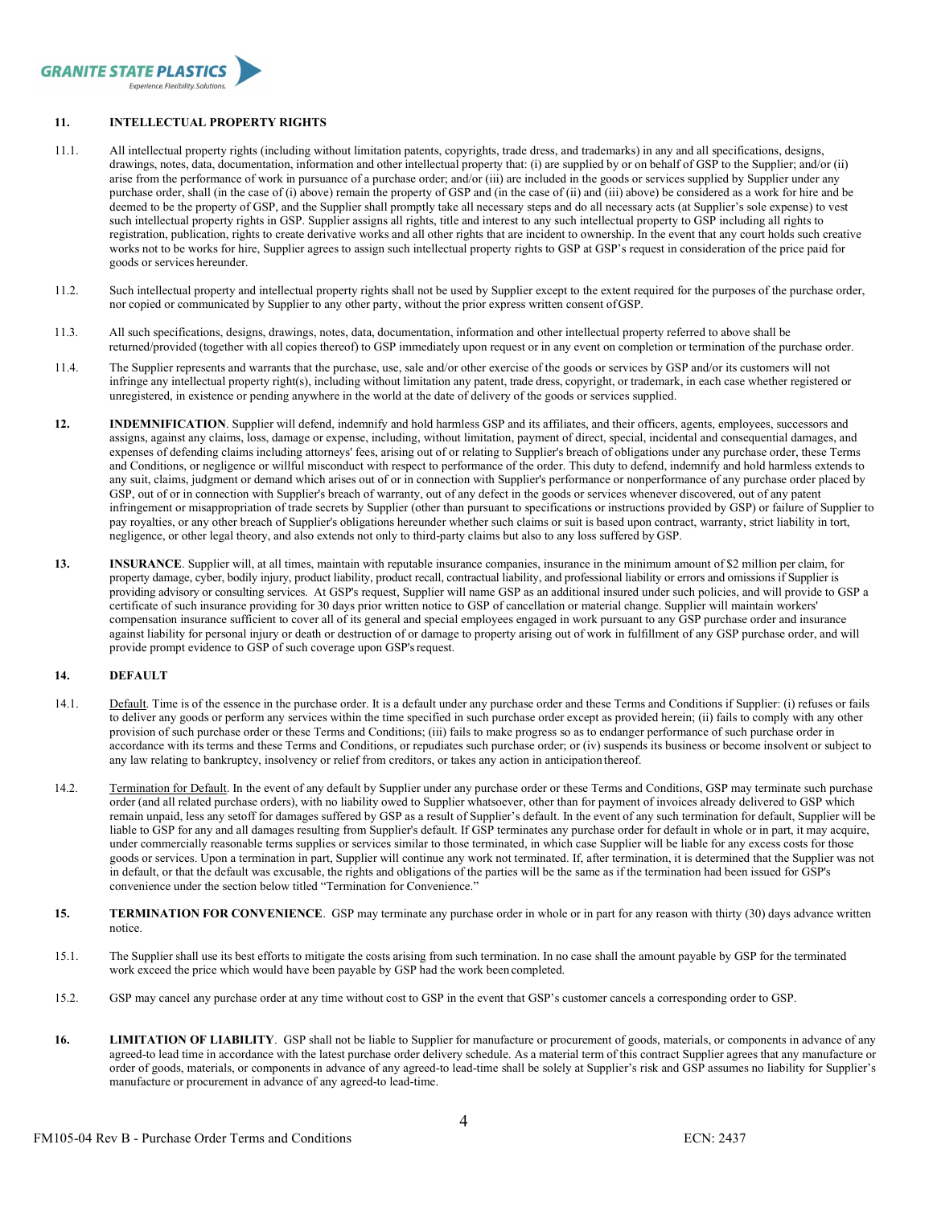## 11. INTELLECTUAL PROPERTY RIGHTS

11.1. All intellectual property rights (including without limitation patents, copyrights, trade dress, and trademarks) in any and all specifications, designs, drawings, notes, data, documentation, information and other intellectual property that: (i) are supplied by or on behalf of GSP to the Supplier; and/or (ii) arise from the performance of work in pursuance of a purchase order; and/or (iii) are included in the goods or services supplied by Supplier under any purchase order, shall (in the case of (i) above) remain the property of GSP and (in the case of (ii) and (iii) above) be considered as a work for hire and be deemed to be the property of GSP, and the Supplier shall promptly take all necessary steps and do all necessary acts (at Supplier's sole expense) to vest such intellectual property rights in GSP. Supplier assigns all rights, title and interest to any such intellectual property to GSP including all rights to registration, publication, rights to create derivative works and all other rights that are incident to ownership. In the event that any court holds such creative works not to be works for hire, Supplier agrees to assign such intellectual property rights to GSP at GSP's request in consideration of the price paid for goods or services hereunder.

11.2. Such intellectual property and intellectual property rights shall not be used by Supplier except to the extent required for the purposes of the purchase order, nor copied or communicated by Supplier to any other party, without the prior express written consent of GSP.

11.3. All such specifications, designs, drawings, notes, data, documentation, information and other intellectual property referred to above shall be returned/provided (together with all copies thereof) to GSP immediately upon request or in any event on completion or termination of the purchase order.

11.4. The Supplier represents and warrants that the purchase, use, sale and/or other exercise of the goods or services by GSP and/or its customers will not infringe any intellectual property right(s), including without limitation any patent, trade dress, copyright, or trademark, in each case whether registered or unregistered, in existence or pending anywhere in the world at the date of delivery of the goods or services supplied.

**12. INDEMNIFICATION**. Supplier will defend, indemnify and hold harmless GSP and its affiliates, and their officers, agents, employees, successors and assigns, against any claims, loss, damage or expense, including, without limitation, payment of direct, special, incidental and consequential damages, and expenses of defending claims including attorneys' fees, arising out of or relating to Supplier's breach of obligations under any purchase order, these Terms and Conditions, or negligence or willful misconduct with respect to performance of the order. This duty to defend, indemnify and hold harmless extends to any suit, claims, judgment or demand which arises out of or in connection with Supplier's performance or nonperformance of any purchase order placed by GSP, out of or in connection with Supplier's breach of warranty, out of any defect in the goods or services whenever discovered, out of any patent infringement or misappropriation of trade secrets by Supplier (other than pursuant to specifications or instructions provided by GSP) or failure of Supplier to pay royalties, or any other breach of Supplier's obligations hereunder whether such claims or suit is based upon contract, warranty, strict liability in tort, negligence, or other legal theory, and also extends not only to third-party claims but also to any loss suffered by GSP.

**13. INSURANCE**. Supplier will, at all times, maintain with reputable insurance companies, insurance in the minimum amount of $2 million per claim, for property damage, cyber, bodily injury, product liability, product recall, contractual liability, and professional liability or errors and omissions if Supplier is providing advisory or consulting services. At GSP's request, Supplier will name GSP as an additional insured under such policies, and will provide to GSP a certificate of such insurance providing for 30 days prior written notice to GSP of cancellation or material change. Supplier will maintain workers' compensation insurance sufficient to cover all of its general and special employees engaged in work pursuant to any GSP purchase order and insurance against liability for personal injury or death or destruction of or damage to property arising out of work in fulfillment of any GSP purchase order, and will provide prompt evidence to GSP of such coverage upon GSP's request.

## 14. DEFAULT

14.1. Default. Time is of the essence in the purchase order. It is a default under any purchase order and these Terms and Conditions if Supplier: (i) refuses or fails to deliver any goods or perform any services within the time specified in such purchase order except as provided herein; (ii) fails to comply with any other provision of such purchase order or these Terms and Conditions; (iii) fails to make progress so as to endanger performance of such purchase order in accordance with its terms and these Terms and Conditions, or repudiates such purchase order; or (iv) suspends its business or become insolvent or subject to any law relating to bankruptcy, insolvency or relief from creditors, or takes any action in anticipation thereof.

14.2. Termination for Default. In the event of any default by Supplier under any purchase order or these Terms and Conditions, GSP may terminate such purchase order (and all related purchase orders), with no liability owed to Supplier whatsoever, other than for payment of invoices already delivered to GSP which remain unpaid, less any setoff for damages suffered by GSP as a result of Supplier's default. In the event of any such termination for default, Supplier will be liable to GSP for any and all damages resulting from Supplier's default. If GSP terminates any purchase order for default in whole or in part, it may acquire, under commercially reasonable terms supplies or services similar to those terminated, in which case Supplier will be liable for any excess costs for those goods or services. Upon a termination in part, Supplier will continue any work not terminated. If, after termination, it is determined that the Supplier was not in default, or that the default was excusable, the rights and obligations of the parties will be the same as if the termination had been issued for GSP's convenience under the section below titled "Termination for Convenience."

**15. TERMINATION FOR CONVENIENCE**. GSP may terminate any purchase order in whole or in part for any reason with thirty (30) days advance written notice.

15.1. The Supplier shall use its best efforts to mitigate the costs arising from such termination. In no case shall the amount payable by GSP for the terminated work exceed the price which would have been payable by GSP had the work been completed.

15.2. GSP may cancel any purchase order at any time without cost to GSP in the event that GSP's customer cancels a corresponding order to GSP.

**16. LIMITATION OF LIABILITY**. GSP shall not be liable to Supplier for manufacture or procurement of goods, materials, or components in advance of any agreed-to lead time in accordance with the latest purchase order delivery schedule. As a material term of this contract Supplier agrees that any manufacture or order of goods, materials, or components in advance of any agreed-to lead-time shall be solely at Supplier's risk and GSP assumes no liability for Supplier's manufacture or procurement in advance of any agreed-to lead-time.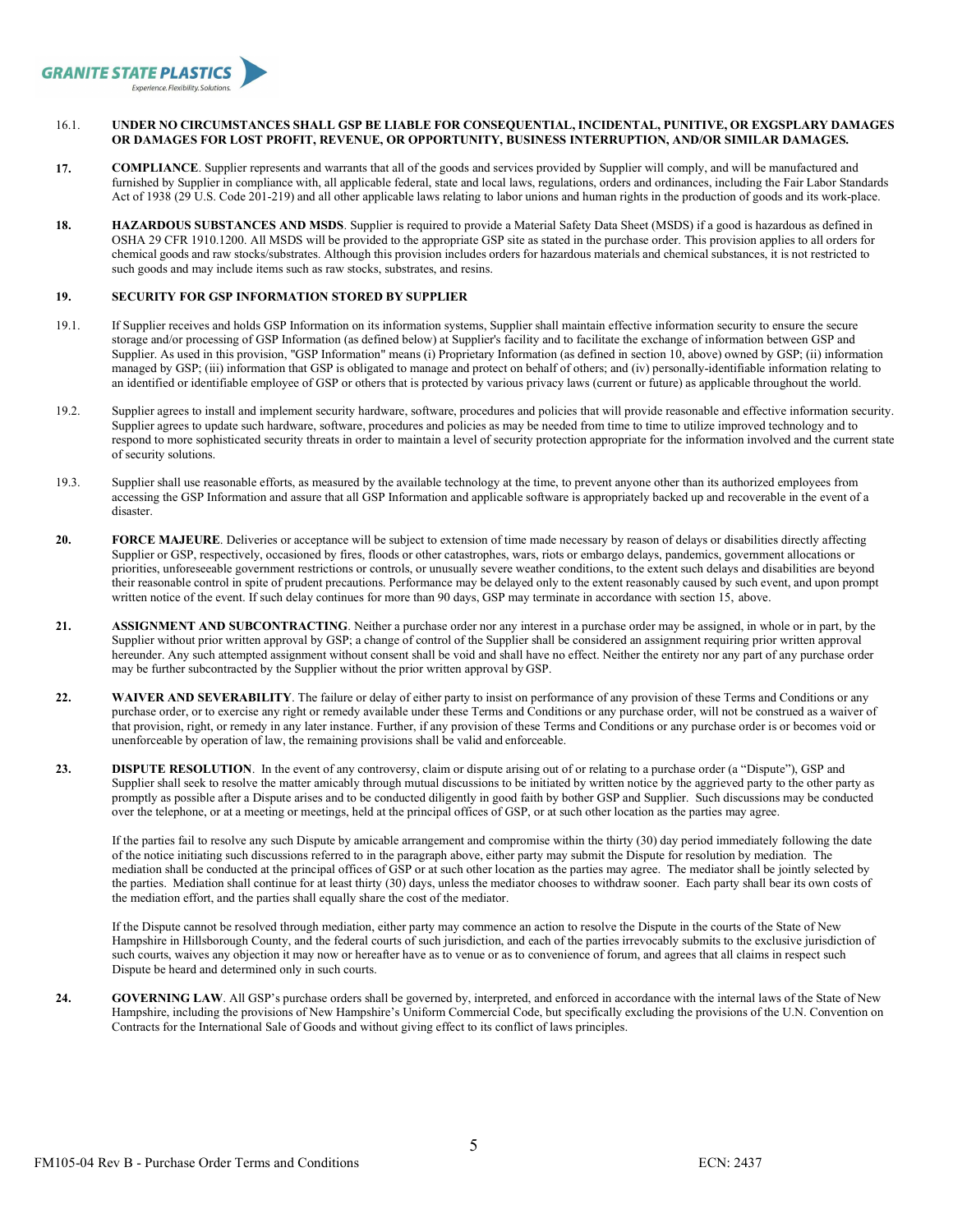16.1. **UNDER NO CIRCUMSTANCES SHALL GSP BE LIABLE FOR CONSEQUENTIAL, INCIDENTAL, PUNITIVE, OR EXGSPLARY DAMAGES OR DAMAGES FOR LOST PROFIT, REVENUE, OR OPPORTUNITY, BUSINESS INTERRUPTION, AND/OR SIMILAR DAMAGES.**

**17. COMPLIANCE**. Supplier represents and warrants that all of the goods and services provided by Supplier will comply, and will be manufactured and furnished by Supplier in compliance with, all applicable federal, state and local laws, regulations, orders and ordinances, including the Fair Labor Standards Act of 1938 (29 U.S. Code 201-219) and all other applicable laws relating to labor unions and human rights in the production of goods and its work-place.

**18. HAZARDOUS SUBSTANCES AND MSDS**. Supplier is required to provide a Material Safety Data Sheet (MSDS) if a good is hazardous as defined in OSHA 29 CFR 1910.1200. All MSDS will be provided to the appropriate GSP site as stated in the purchase order. This provision applies to all orders for chemical goods and raw stocks/substrates. Although this provision includes orders for hazardous materials and chemical substances, it is not restricted to such goods and may include items such as raw stocks, substrates, and resins.

**19. SECURITY FOR GSP INFORMATION STORED BY SUPPLIER**

19.1. If Supplier receives and holds GSP Information on its information systems, Supplier shall maintain effective information security to ensure the secure storage and/or processing of GSP Information (as defined below) at Supplier's facility and to facilitate the exchange of information between GSP and Supplier. As used in this provision, "GSP Information" means (i) Proprietary Information (as defined in section 10, above) owned by GSP; (ii) information managed by GSP; (iii) information that GSP is obligated to manage and protect on behalf of others; and (iv) personally-identifiable information relating to an identified or identifiable employee of GSP or others that is protected by various privacy laws (current or future) as applicable throughout the world.

19.2. Supplier agrees to install and implement security hardware, software, procedures and policies that will provide reasonable and effective information security. Supplier agrees to update such hardware, software, procedures and policies as may be needed from time to time to utilize improved technology and to respond to more sophisticated security threats in order to maintain a level of security protection appropriate for the information involved and the current state of security solutions.

19.3. Supplier shall use reasonable efforts, as measured by the available technology at the time, to prevent anyone other than its authorized employees from accessing the GSP Information and assure that all GSP Information and applicable software is appropriately backed up and recoverable in the event of a disaster.

**20. FORCE MAJEURE**. Deliveries or acceptance will be subject to extension of time made necessary by reason of delays or disabilities directly affecting Supplier or GSP, respectively, occasioned by fires, floods or other catastrophes, wars, riots or embargo delays, pandemics, government allocations or priorities, unforeseeable government restrictions or controls, or unusually severe weather conditions, to the extent such delays and disabilities are beyond their reasonable control in spite of prudent precautions. Performance may be delayed only to the extent reasonably caused by such event, and upon prompt written notice of the event. If such delay continues for more than 90 days, GSP may terminate in accordance with section 15, above.

**21. ASSIGNMENT AND SUBCONTRACTING**. Neither a purchase order nor any interest in a purchase order may be assigned, in whole or in part, by the Supplier without prior written approval by GSP; a change of control of the Supplier shall be considered an assignment requiring prior written approval hereunder. Any such attempted assignment without consent shall be void and shall have no effect. Neither the entirety nor any part of any purchase order may be further subcontracted by the Supplier without the prior written approval by GSP.

**22. WAIVER AND SEVERABILITY**. The failure or delay of either party to insist on performance of any provision of these Terms and Conditions or any purchase order, or to exercise any right or remedy available under these Terms and Conditions or any purchase order, will not be construed as a waiver of that provision, right, or remedy in any later instance. Further, if any provision of these Terms and Conditions or any purchase order is or becomes void or unenforceable by operation of law, the remaining provisions shall be valid and enforceable.

**23. DISPUTE RESOLUTION**. In the event of any controversy, claim or dispute arising out of or relating to a purchase order (a "Dispute"), GSP and Supplier shall seek to resolve the matter amicably through mutual discussions to be initiated by written notice by the aggrieved party to the other party as promptly as possible after a Dispute arises and to be conducted diligently in good faith by bother GSP and Supplier. Such discussions may be conducted over the telephone, or at a meeting or meetings, held at the principal offices of GSP, or at such other location as the parties may agree.

If the parties fail to resolve any such Dispute by amicable arrangement and compromise within the thirty (30) day period immediately following the date of the notice initiating such discussions referred to in the paragraph above, either party may submit the Dispute for resolution by mediation. The mediation shall be conducted at the principal offices of GSP or at such other location as the parties may agree. The mediator shall be jointly selected by the parties. Mediation shall continue for at least thirty (30) days, unless the mediator chooses to withdraw sooner. Each party shall bear its own costs of the mediation effort, and the parties shall equally share the cost of the mediator.

If the Dispute cannot be resolved through mediation, either party may commence an action to resolve the Dispute in the courts of the State of New Hampshire in Hillsborough County, and the federal courts of such jurisdiction, and each of the parties irrevocably submits to the exclusive jurisdiction of such courts, waives any objection it may now or hereafter have as to venue or as to convenience of forum, and agrees that all claims in respect such Dispute be heard and determined only in such courts.

**24. GOVERNING LAW**. All GSP's purchase orders shall be governed by, interpreted, and enforced in accordance with the internal laws of the State of New Hampshire, including the provisions of New Hampshire's Uniform Commercial Code, but specifically excluding the provisions of the U.N. Convention on Contracts for the International Sale of Goods and without giving effect to its conflict of laws principles.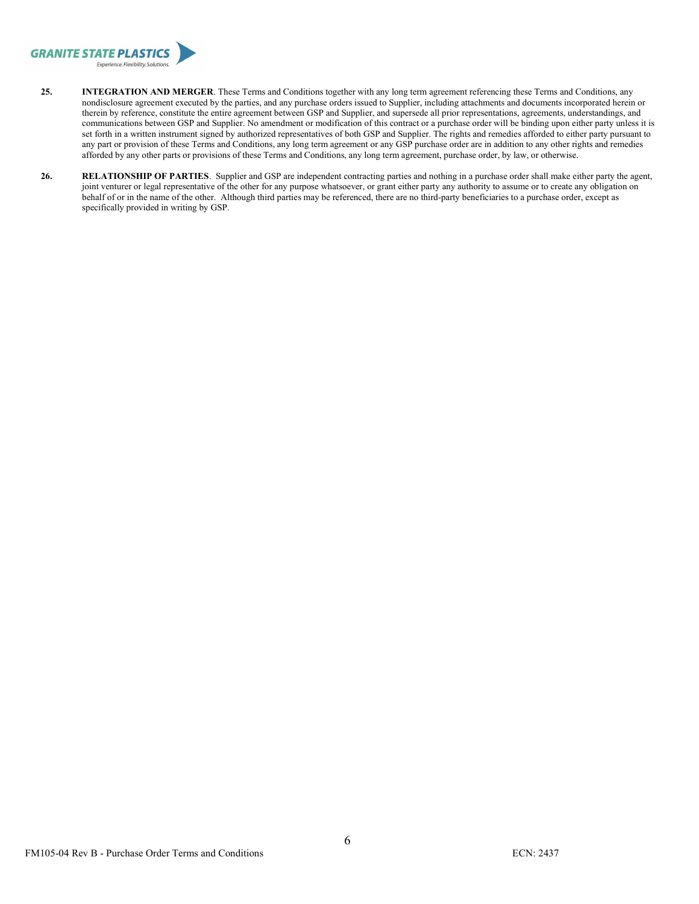**25.** **INTEGRATION AND MERGER**. These Terms and Conditions together with any long term agreement referencing these Terms and Conditions, any nondisclosure agreement executed by the parties, and any purchase orders issued to Supplier, including attachments and documents incorporated herein or therein by reference, constitute the entire agreement between GSP and Supplier, and supersede all prior representations, agreements, understandings, and communications between GSP and Supplier. No amendment or modification of this contract or a purchase order will be binding upon either party unless it is set forth in a written instrument signed by authorized representatives of both GSP and Supplier. The rights and remedies afforded to either party pursuant to any part or provision of these Terms and Conditions, any long term agreement or any GSP purchase order are in addition to any other rights and remedies afforded by any other parts or provisions of these Terms and Conditions, any long term agreement, purchase order, by law, or otherwise.

**26.** **RELATIONSHIP OF PARTIES**. Supplier and GSP are independent contracting parties and nothing in a purchase order shall make either party the agent, joint venturer or legal representative of the other for any purpose whatsoever, or grant either party any authority to assume or to create any obligation on behalf of or in the name of the other. Although third parties may be referenced, there are no third-party beneficiaries to a purchase order, except as specifically provided in writing by GSP.